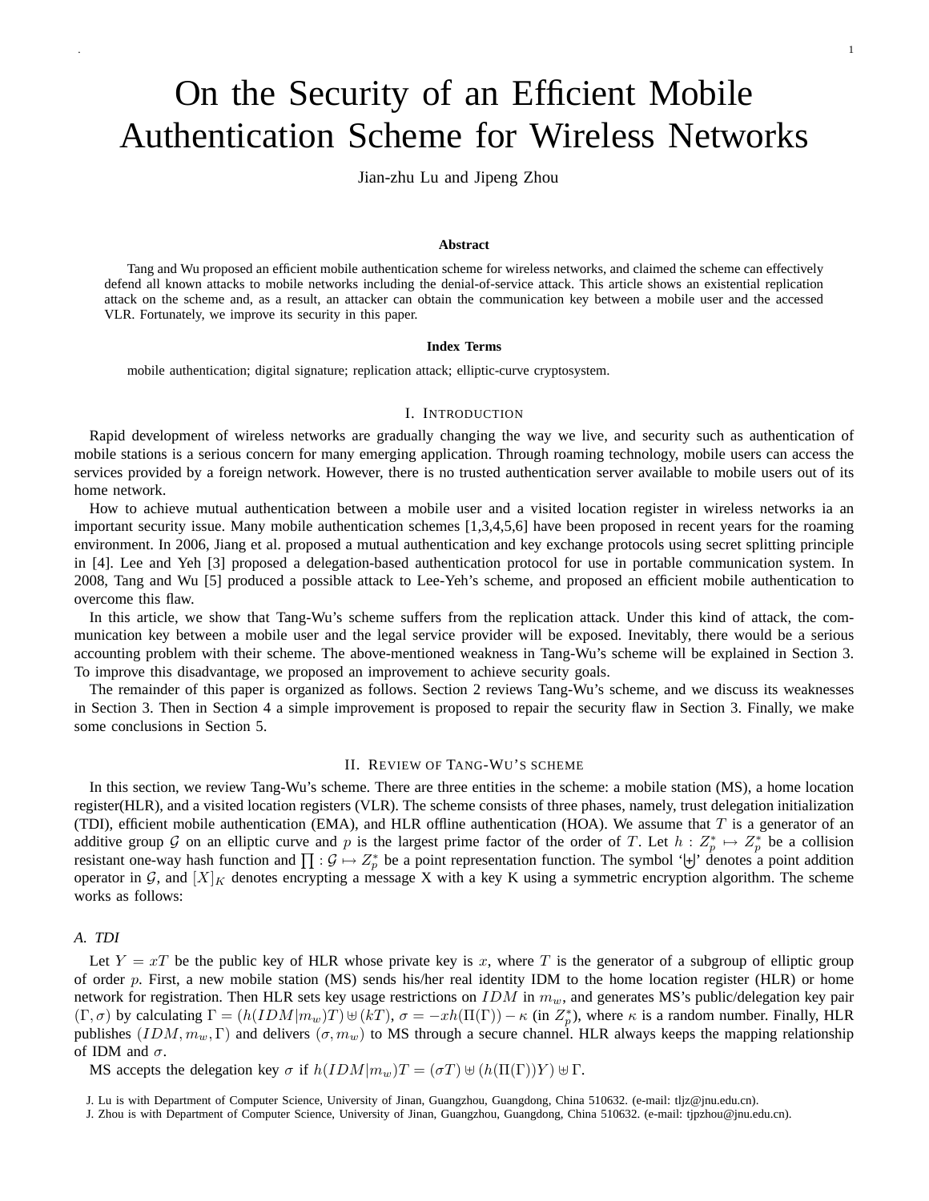# On the Security of an Efficient Mobile Authentication Scheme for Wireless Networks

Jian-zhu Lu and Jipeng Zhou

### Abstract

Tang and Wu proposed an efficient mobile authentication scheme for wireless networks, and claimed the scheme can effectively defend all known attacks to mobile networks including the denial-of-service attack. This article shows an existential replication attack on the scheme and, as a result, an attacker can obtain the communication key between a mobile user and the accessed VLR. Fortunately, we improve its security in this paper.

### Index Terms

mobile authentication; digital signature; replication attack; elliptic-curve cryptosystem.

## I. Introduction

Rapid development of wireless networks are gradually changing the way we live, and security such as authentication of mobile stations is a serious concern for many emerging application. Through roaming technology, mobile users can access the services provided by a foreign network. However, there is no trusted authentication server available to mobile users out of its home network.

How to achieve mutual authentication between a mobile user and a visited location register in wireless networks ia an important security issue. Many mobile authentication schemes [1,3,4,5,6] have been proposed in recent years for the roaming environment. In 2006, Jiang et al. proposed a mutual authentication and key exchange protocols using secret splitting principle in [4]. Lee and Yeh [3] proposed a delegation-based authentication protocol for use in portable communication system. In 2008, Tang and Wu [5] produced a possible attack to Lee-Yeh's scheme, and proposed an efficient mobile authentication to overcome this flaw.

In this article, we show that Tang-Wu's scheme suffers from the replication attack. Under this kind of attack, the communication key between a mobile user and the legal service provider will be exposed. Inevitably, there would be a serious accounting problem with their scheme. The above-mentioned weakness in Tang-Wu's scheme will be explained in Section 3. To improve this disadvantage, we proposed an improvement to achieve security goals.

The remainder of this paper is organized as follows. Section 2 reviews Tang-Wu's scheme, and we discuss its weaknesses in Section 3. Then in Section 4 a simple improvement is proposed to repair the security flaw in Section 3. Finally, we make some conclusions in Section 5.

## II. Review of Tang-Wu's scheme

In this section, we review Tang-Wu's scheme. There are three entities in the scheme: a mobile station (MS), a home location register(HLR), and a visited location registers (VLR). The scheme consists of three phases, namely, trust delegation initialization (TDI), efficient mobile authentication (EMA), and HLR offline authentication (HOA). We assume that $T$ is a generator of an additive group $\mathcal{G}$ on an elliptic curve and $p$ is the largest prime factor of the order of $T$. Let $h : Z_p^* \mapsto Z_p^*$ be a collision resistant one-way hash function and $\prod : \mathcal{G} \mapsto Z_p^*$ be a point representation function. The symbol '$\uplus$' denotes a point addition operator in $\mathcal{G}$, and $[X]_K$ denotes encrypting a message X with a key K using a symmetric encryption algorithm. The scheme works as follows:

### A. TDI

Let $Y = xT$ be the public key of HLR whose private key is $x$, where $T$ is the generator of a subgroup of elliptic group of order $p$. First, a new mobile station (MS) sends his/her real identity IDM to the home location register (HLR) or home network for registration. Then HLR sets key usage restrictions on $IDM$ in $m_w$, and generates MS's public/delegation key pair $(\Gamma, \sigma)$ by calculating $\Gamma = (h(IDM|m_w)T) \uplus (kT)$, $\sigma = -xh(\Pi(\Gamma)) - \kappa$ (in $Z_p^*$), where $\kappa$ is a random number. Finally, HLR publishes $(IDM, m_w, \Gamma)$ and delivers $(\sigma, m_w)$ to MS through a secure channel. HLR always keeps the mapping relationship of IDM and $\sigma$.

MS accepts the delegation key $\sigma$ if $h(IDM|m_w)T = (\sigma T) \uplus (h(\Pi(\Gamma))Y) \uplus \Gamma$.

J. Lu is with Department of Computer Science, University of Jinan, Guangzhou, Guangdong, China 510632. (e-mail: tljz@jnu.edu.cn).

J. Zhou is with Department of Computer Science, University of Jinan, Guangzhou, Guangdong, China 510632. (e-mail: tjpzhou@jnu.edu.cn).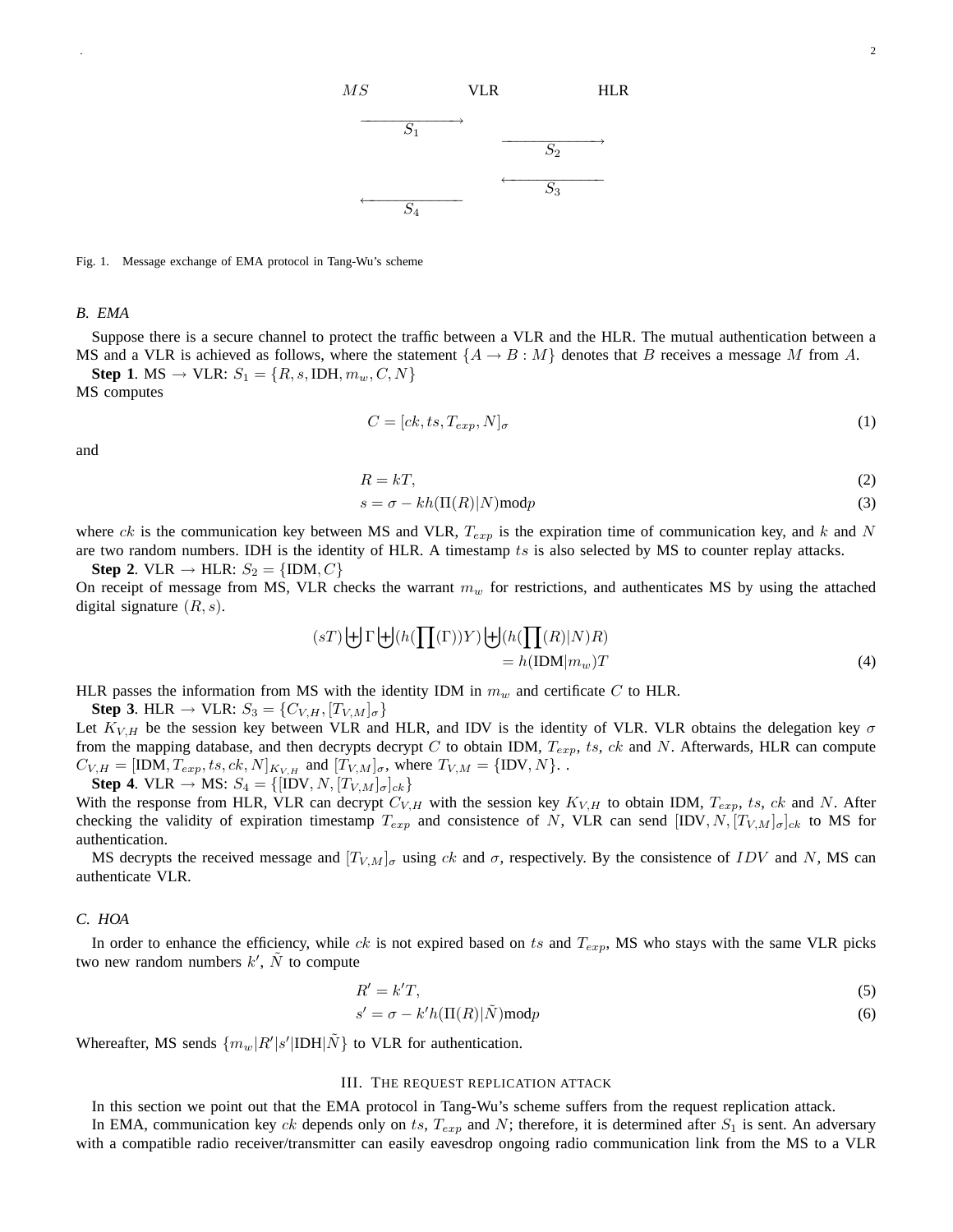MS VLR HLR

$\xrightarrow{S_1}$ (MS → VLR)

$\xrightarrow{S_2}$ (VLR → HLR)

$\xleftarrow{S_3}$ (HLR → VLR)

$\xleftarrow{S_4}$ (VLR → MS)

Fig. 1. Message exchange of EMA protocol in Tang-Wu's scheme

### B. EMA

Suppose there is a secure channel to protect the traffic between a VLR and the HLR. The mutual authentication between a MS and a VLR is achieved as follows, where the statement $\{A \to B : M\}$ denotes that $B$ receives a message $M$ from $A$.

**Step 1**. MS → VLR: $S_1 = \{R, s, \text{IDH}, m_w, C, N\}$

MS computes

$$C = [ck, ts, T_{exp}, N]_\sigma \tag{1}$$

and

$$R = kT, \tag{2}$$

$$s = \sigma - kh(\Pi(R)|N)\text{mod}p \tag{3}$$

where $ck$ is the communication key between MS and VLR, $T_{exp}$ is the expiration time of communication key, and $k$ and $N$ are two random numbers. IDH is the identity of HLR. A timestamp $ts$ is also selected by MS to counter replay attacks.

**Step 2**. VLR → HLR: $S_2 = \{\text{IDM}, C\}$

On receipt of message from MS, VLR checks the warrant $m_w$ for restrictions, and authenticates MS by using the attached digital signature $(R, s)$.

$$(sT) \biguplus \Gamma \biguplus (h(\prod(\Gamma))Y) \biguplus (h(\prod(R)|N)R) = h(\text{IDM}|m_w)T \tag{4}$$

HLR passes the information from MS with the identity IDM in $m_w$ and certificate $C$ to HLR.

**Step 3**. HLR → VLR: $S_3 = \{C_{V,H}, [T_{V,M}]_\sigma\}$

Let $K_{V,H}$ be the session key between VLR and HLR, and IDV is the identity of VLR. VLR obtains the delegation key $\sigma$ from the mapping database, and then decrypts decrypt $C$ to obtain IDM, $T_{exp}$, $ts$, $ck$ and $N$. Afterwards, HLR can compute $C_{V,H} = [\text{IDM}, T_{exp}, ts, ck, N]_{K_{V,H}}$ and $[T_{V,M}]_\sigma$, where $T_{V,M} = \{\text{IDV}, N\}$. .

**Step 4**. VLR → MS: $S_4 = \{[\text{IDV}, N, [T_{V,M}]_\sigma]_{ck}\}$

With the response from HLR, VLR can decrypt $C_{V,H}$ with the session key $K_{V,H}$ to obtain IDM, $T_{exp}$, $ts$, $ck$ and $N$. After checking the validity of expiration timestamp $T_{exp}$ and consistence of $N$, VLR can send $[\text{IDV}, N, [T_{V,M}]_\sigma]_{ck}$ to MS for authentication.

MS decrypts the received message and $[T_{V,M}]_\sigma$ using $ck$ and $\sigma$, respectively. By the consistence of $IDV$ and $N$, MS can authenticate VLR.

### C. HOA

In order to enhance the efficiency, while $ck$ is not expired based on $ts$ and $T_{exp}$, MS who stays with the same VLR picks two new random numbers $k'$, $\tilde{N}$ to compute

$$R' = k'T, \tag{5}$$

$$s' = \sigma - k'h(\Pi(R)|\tilde{N})\text{mod}p \tag{6}$$

Whereafter, MS sends $\{m_w|R'|s'|\text{IDH}|\tilde{N}\}$ to VLR for authentication.

## III. The request replication attack

In this section we point out that the EMA protocol in Tang-Wu's scheme suffers from the request replication attack.

In EMA, communication key $ck$ depends only on $ts$, $T_{exp}$ and $N$; therefore, it is determined after $S_1$ is sent. An adversary with a compatible radio receiver/transmitter can easily eavesdrop ongoing radio communication link from the MS to a VLR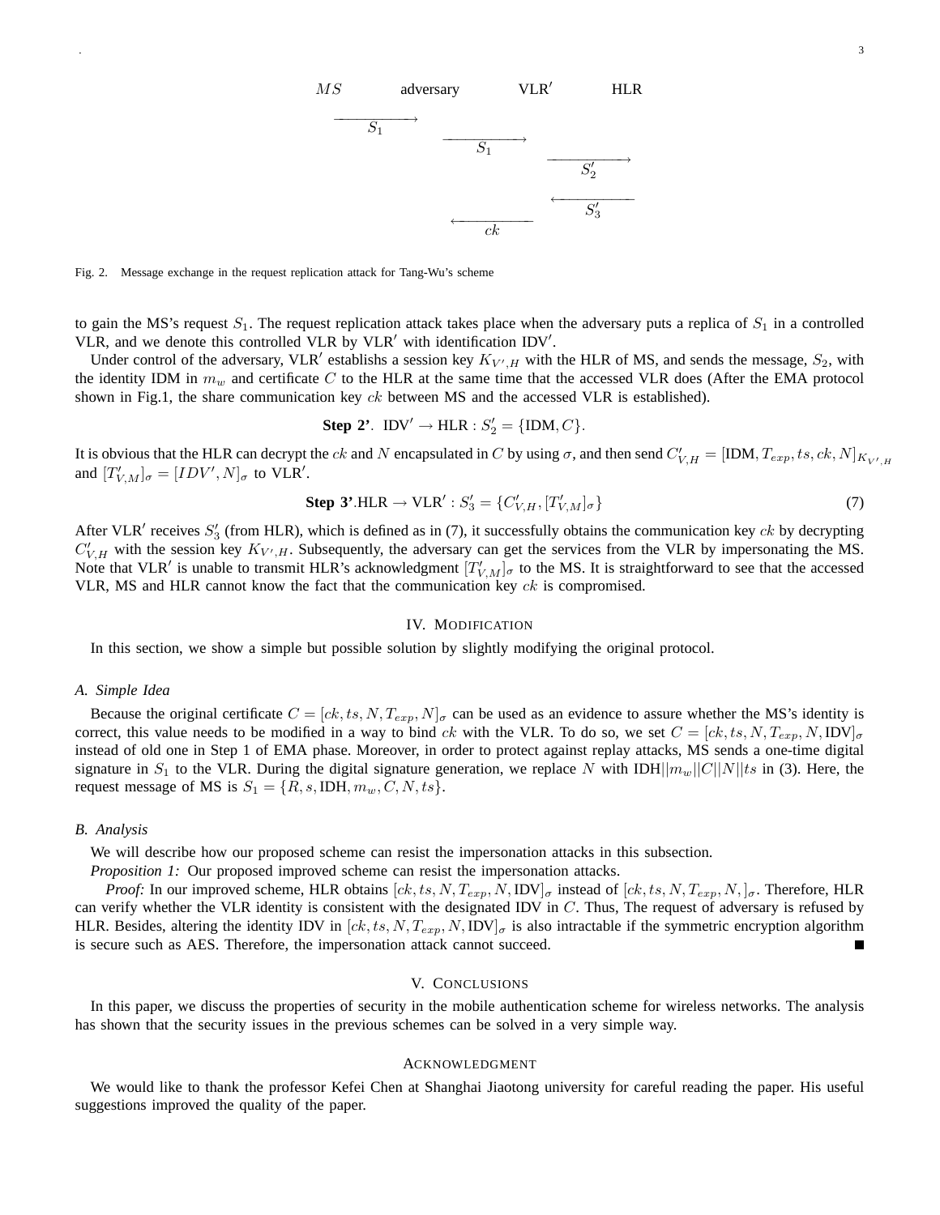| $MS$ | adversary | VLR$'$ | HLR |
|---|---|---|---|
| $\xrightarrow{S_1}$ | | | |
| | $\xrightarrow{S_1}$ | | |
| | | $\xrightarrow{S_2'}$ | |
| | | $\xleftarrow{S_3'}$ | |
| | $\xleftarrow{ck}$ | | |

Fig. 2. Message exchange in the request replication attack for Tang-Wu's scheme

to gain the MS's request $S_1$. The request replication attack takes place when the adversary puts a replica of $S_1$ in a controlled VLR, and we denote this controlled VLR by VLR$'$ with identification IDV$'$.

Under control of the adversary, VLR$'$ establishs a session key $K_{V',H}$ with the HLR of MS, and sends the message, $S_2$, with the identity IDM in $m_w$ and certificate $C$ to the HLR at the same time that the accessed VLR does (After the EMA protocol shown in Fig.1, the share communication key $ck$ between MS and the accessed VLR is established).

$$\textbf{Step 2'}.\ \ \text{IDV}' \rightarrow \text{HLR} : S_2' = \{\text{IDM}, C\}.$$

It is obvious that the HLR can decrypt the $ck$ and $N$ encapsulated in $C$ by using $\sigma$, and then send $C'_{V,H} = [\text{IDM}, T_{exp}, ts, ck, N]_{K_{V',H}}$ and $[T'_{V,M}]_\sigma = [IDV', N]_\sigma$ to VLR$'$.

$$\textbf{Step 3'}.\text{HLR} \rightarrow \text{VLR}' : S_3' = \{C'_{V,H}, [T'_{V,M}]_\sigma\} \tag{7}$$

After VLR$'$ receives $S_3'$ (from HLR), which is defined as in (7), it successfully obtains the communication key $ck$ by decrypting $C'_{V,H}$ with the session key $K_{V',H}$. Subsequently, the adversary can get the services from the VLR by impersonating the MS. Note that VLR$'$ is unable to transmit HLR's acknowledgment $[T'_{V,M}]_\sigma$ to the MS. It is straightforward to see that the accessed VLR, MS and HLR cannot know the fact that the communication key $ck$ is compromised.

## IV. Modification

In this section, we show a simple but possible solution by slightly modifying the original protocol.

### A. Simple Idea

Because the original certificate $C = [ck, ts, N, T_{exp}, N]_\sigma$ can be used as an evidence to assure whether the MS's identity is correct, this value needs to be modified in a way to bind $ck$ with the VLR. To do so, we set $C = [ck, ts, N, T_{exp}, N, \text{IDV}]_\sigma$ instead of old one in Step 1 of EMA phase. Moreover, in order to protect against replay attacks, MS sends a one-time digital signature in $S_1$ to the VLR. During the digital signature generation, we replace $N$ with IDH$||m_w||C||N||ts$ in (3). Here, the request message of MS is $S_1 = \{R, s, \text{IDH}, m_w, C, N, ts\}$.

### B. Analysis

We will describe how our proposed scheme can resist the impersonation attacks in this subsection.

*Proposition 1:* Our proposed improved scheme can resist the impersonation attacks.

*Proof:* In our improved scheme, HLR obtains $[ck, ts, N, T_{exp}, N, \text{IDV}]_\sigma$ instead of $[ck, ts, N, T_{exp}, N, ]_\sigma$. Therefore, HLR can verify whether the VLR identity is consistent with the designated IDV in $C$. Thus, The request of adversary is refused by HLR. Besides, altering the identity IDV in $[ck, ts, N, T_{exp}, N, \text{IDV}]_\sigma$ is also intractable if the symmetric encryption algorithm is secure such as AES. Therefore, the impersonation attack cannot succeed. ■

## V. Conclusions

In this paper, we discuss the properties of security in the mobile authentication scheme for wireless networks. The analysis has shown that the security issues in the previous schemes can be solved in a very simple way.

## Acknowledgment

We would like to thank the professor Kefei Chen at Shanghai Jiaotong university for careful reading the paper. His useful suggestions improved the quality of the paper.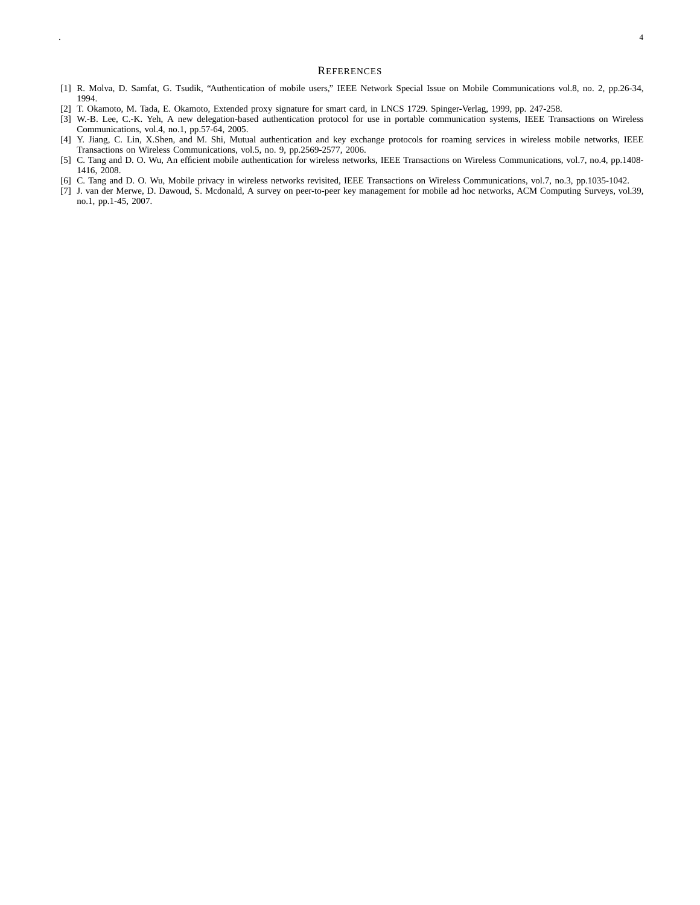## References

[1] R. Molva, D. Samfat, G. Tsudik, “Authentication of mobile users,” IEEE Network Special Issue on Mobile Communications vol.8, no. 2, pp.26-34, 1994.

[2] T. Okamoto, M. Tada, E. Okamoto, Extended proxy signature for smart card, in LNCS 1729. Spinger-Verlag, 1999, pp. 247-258.

[3] W.-B. Lee, C.-K. Yeh, A new delegation-based authentication protocol for use in portable communication systems, IEEE Transactions on Wireless Communications, vol.4, no.1, pp.57-64, 2005.

[4] Y. Jiang, C. Lin, X.Shen, and M. Shi, Mutual authentication and key exchange protocols for roaming services in wireless mobile networks, IEEE Transactions on Wireless Communications, vol.5, no. 9, pp.2569-2577, 2006.

[5] C. Tang and D. O. Wu, An efficient mobile authentication for wireless networks, IEEE Transactions on Wireless Communications, vol.7, no.4, pp.1408-1416, 2008.

[6] C. Tang and D. O. Wu, Mobile privacy in wireless networks revisited, IEEE Transactions on Wireless Communications, vol.7, no.3, pp.1035-1042.

[7] J. van der Merwe, D. Dawoud, S. Mcdonald, A survey on peer-to-peer key management for mobile ad hoc networks, ACM Computing Surveys, vol.39, no.1, pp.1-45, 2007.